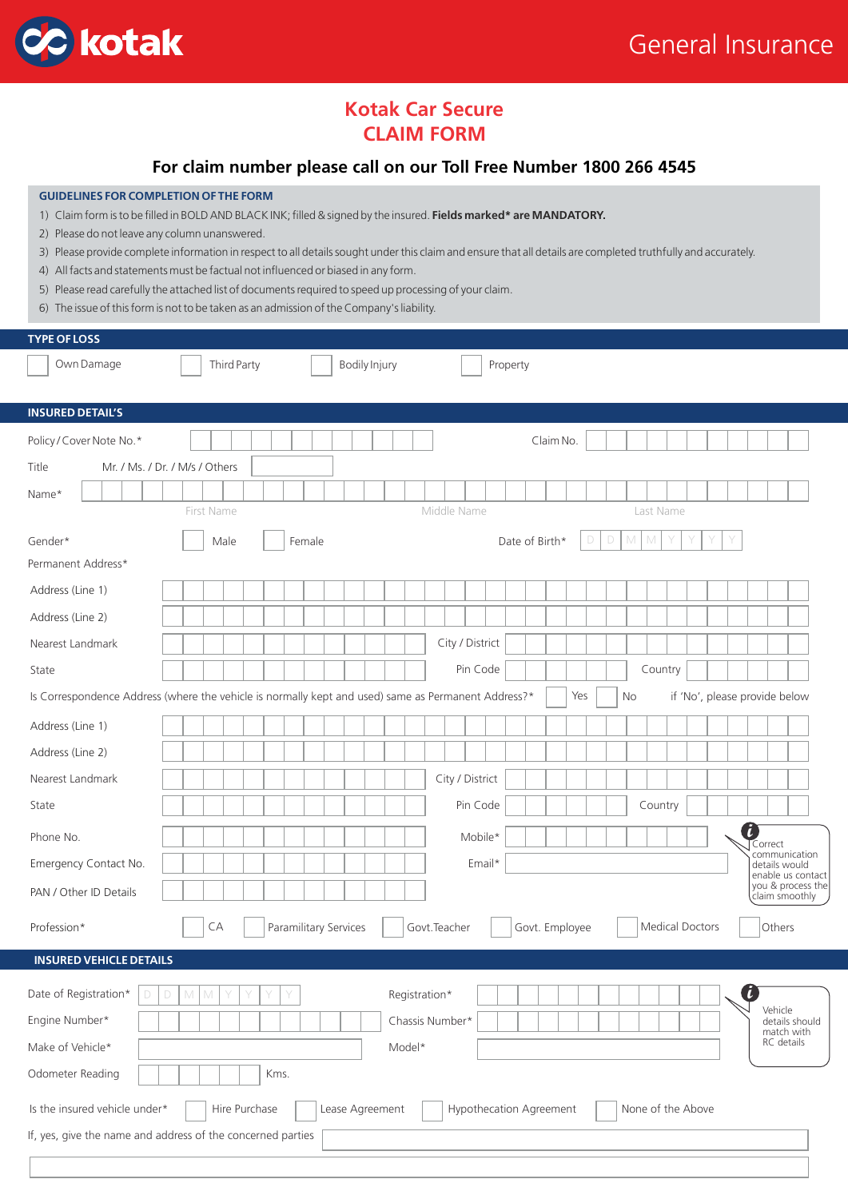kotak General Insurance

# Kotak Car Secure
# CLAIM FORM

## For claim number please call on our Toll Free Number 1800 266 4545

**GUIDELINES FOR COMPLETION OF THE FORM**

1) Claim form is to be filled in BOLD AND BLACK INK; filled & signed by the insured. **Fields marked* are MANDATORY.**
2) Please do not leave any column unanswered.
3) Please provide complete information in respect to all details sought under this claim and ensure that all details are completed truthfully and accurately.
4) All facts and statements must be factual not influenced or biased in any form.
5) Please read carefully the attached list of documents required to speed up processing of your claim.
6) The issue of this form is not to be taken as an admission of the Company's liability.

### TYPE OF LOSS

☐ Own Damage ☐ Third Party ☐ Bodily Injury ☐ Property

### INSURED DETAIL'S

Policy / Cover Note No.* ________ Claim No. ________

Title Mr. / Ms. / Dr. / M/s / Others ________

Name* ________
First Name Middle Name Last Name

Gender* ☐ Male ☐ Female Date of Birth* D D M M Y Y Y Y

Permanent Address*

Address (Line 1) ________

Address (Line 2) ________

Nearest Landmark ________ City / District ________

State ________ Pin Code ________ Country ________

Is Correspondence Address (where the vehicle is normally kept and used) same as Permanent Address?* ☐ Yes ☐ No if 'No', please provide below

Address (Line 1) ________

Address (Line 2) ________

Nearest Landmark ________ City / District ________

State ________ Pin Code ________ Country ________

Phone No. ________ Mobile* ________

Emergency Contact No. ________ Email* ________

PAN / Other ID Details ________

Correct communication details would enable us contact you & process the claim smoothly

Profession* ☐ CA ☐ Paramilitary Services ☐ Govt.Teacher ☐ Govt. Employee ☐ Medical Doctors ☐ Others

### INSURED VEHICLE DETAILS

Date of Registration* D D M M Y Y Y Y Registration* ________

Engine Number* ________ Chassis Number* ________

Make of Vehicle* ________ Model* ________

Odometer Reading ________ Kms.

Vehicle details should match with RC details

Is the insured vehicle under* ☐ Hire Purchase ☐ Lease Agreement ☐ Hypothecation Agreement ☐ None of the Above

If, yes, give the name and address of the concerned parties ________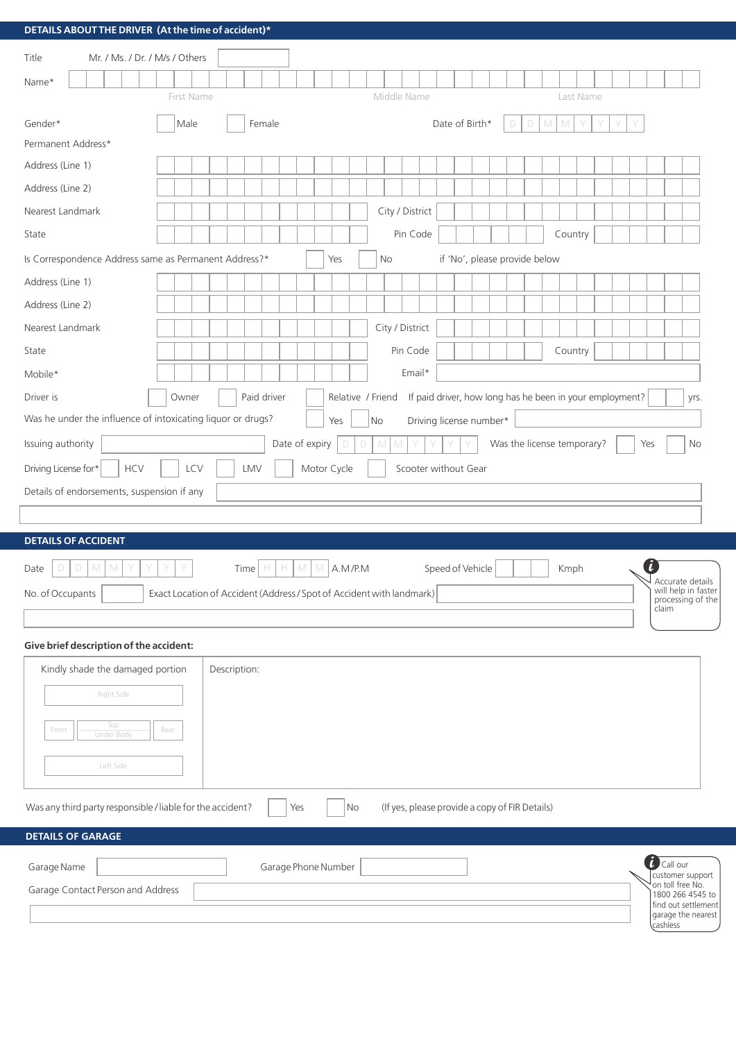## DETAILS ABOUT THE DRIVER (At the time of accident)*

Title Mr. / Ms. / Dr. / M/s / Others

Name*

First Name | Middle Name | Last Name

Gender* ☐ Male ☐ Female

Date of Birth* D D M M Y Y Y Y

Permanent Address*

Address (Line 1)

Address (Line 2)

Nearest Landmark | City / District

State | Pin Code | Country

Is Correspondence Address same as Permanent Address?* ☐ Yes ☐ No if 'No', please provide below

Address (Line 1)

Address (Line 2)

Nearest Landmark | City / District

State | Pin Code | Country

Mobile* | Email*

Driver is ☐ Owner ☐ Paid driver ☐ Relative / Friend If paid driver, how long has he been in your employment? yrs.

Was he under the influence of intoxicating liquor or drugs? ☐ Yes ☐ No Driving license number*

Issuing authority | Date of expiry D D M M Y Y Y Y | Was the license temporary? ☐ Yes ☐ No

Driving License for* ☐ HCV ☐ LCV ☐ LMV ☐ Motor Cycle ☐ Scooter without Gear

Details of endorsements, suspension if any

## DETAILS OF ACCIDENT

Date D D M M Y Y Y Y | Time H H M M A.M/P.M | Speed of Vehicle Kmph

No. of Occupants | Exact Location of Accident (Address / Spot of Accident with landmark)

> Accurate details will help in faster processing of the claim

**Give brief description of the accident:**

| Kindly shade the damaged portion | Description: |
|---|---|
| Right Side<br>Front / Top / Under Body / Rear<br>Left Side | |

Was any third party responsible / liable for the accident? ☐ Yes ☐ No (If yes, please provide a copy of FIR Details)

## DETAILS OF GARAGE

Garage Name | Garage Phone Number

Garage Contact Person and Address

> Call our customer support on toll free No. 1800 266 4545 to find out settlement garage the nearest cashless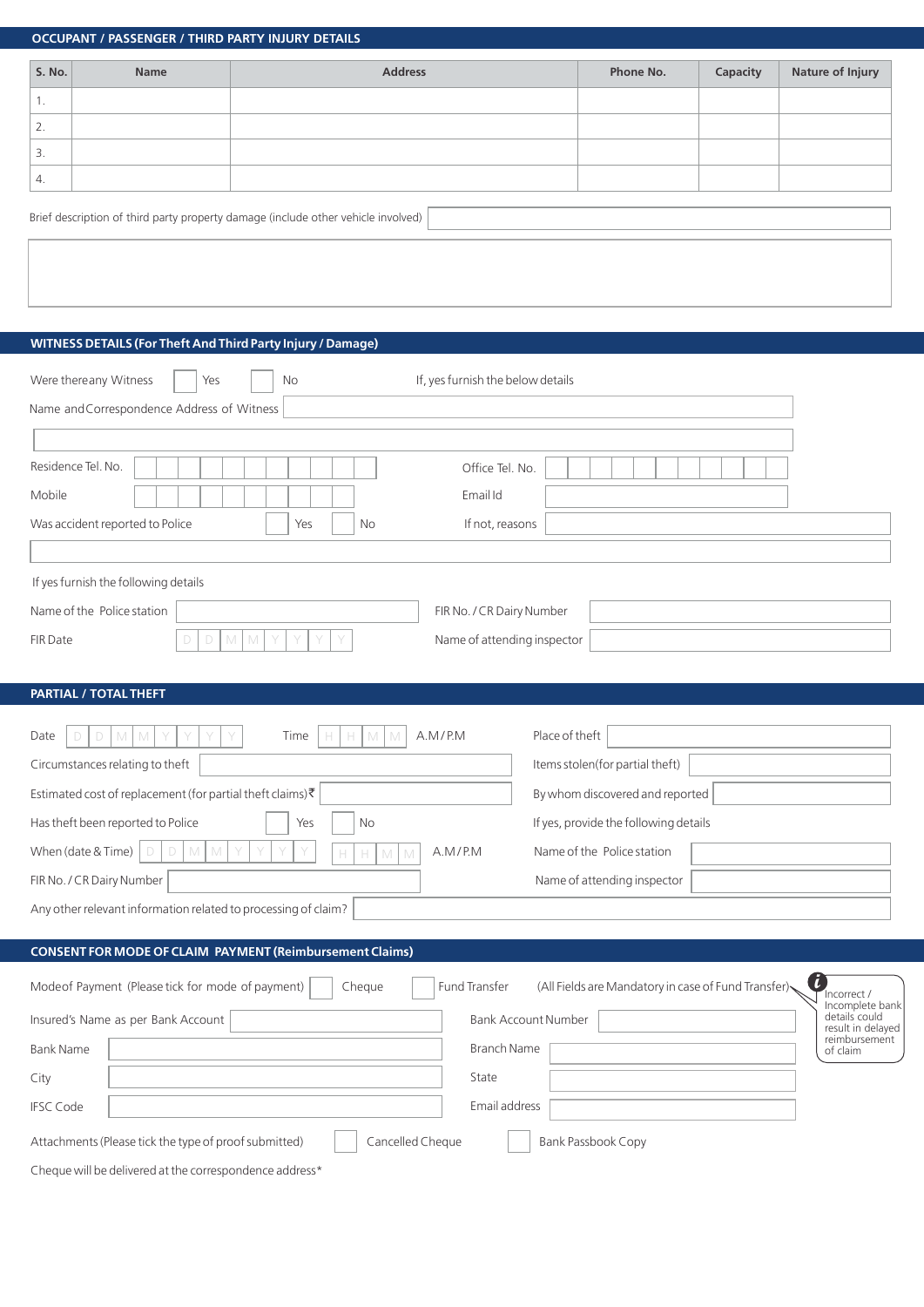## OCCUPANT / PASSENGER / THIRD PARTY INJURY DETAILS

| S. No. | Name | Address | Phone No. | Capacity | Nature of Injury |
|---|---|---|---|---|---|
| 1. | | | | | |
| 2. | | | | | |
| 3. | | | | | |
| 4. | | | | | |

Brief description of third party property damage (include other vehicle involved)

## WITNESS DETAILS (For Theft And Third Party Injury / Damage)

Were thereany Witness ☐ Yes ☐ No — If, yes furnish the below details

Name and Correspondence Address of Witness

Residence Tel. No.

Office Tel. No.

Mobile

Email Id

Was accident reported to Police ☐ Yes ☐ No

If not, reasons

If yes furnish the following details

Name of the Police station

FIR No. / CR Dairy Number

FIR Date D D M M Y Y Y Y

Name of attending inspector

## PARTIAL / TOTAL THEFT

Date D D M M Y Y Y Y

Time H H M M A.M/P.M

Place of theft

Circumstances relating to theft

Items stolen(for partial theft)

Estimated cost of replacement (for partial theft claims)₹

By whom discovered and reported

Has theft been reported to Police ☐ Yes ☐ No

If yes, provide the following details

When (date & Time) D D M M Y Y Y Y H H M M A.M/P.M

Name of the Police station

FIR No. / CR Dairy Number

Name of attending inspector

Any other relevant information related to processing of claim?

## CONSENT FOR MODE OF CLAIM PAYMENT (Reimbursement Claims)

Modeof Payment (Please tick for mode of payment) ☐ Cheque ☐ Fund Transfer (All Fields are Mandatory in case of Fund Transfer)

Incorrect / Incomplete bank details could result in delayed reimbursement of claim

Insured's Name as per Bank Account

Bank Account Number

Bank Name

Branch Name

City

State

IFSC Code

Email address

Attachments (Please tick the type of proof submitted) ☐ Cancelled Cheque ☐ Bank Passbook Copy

Cheque will be delivered at the correspondence address*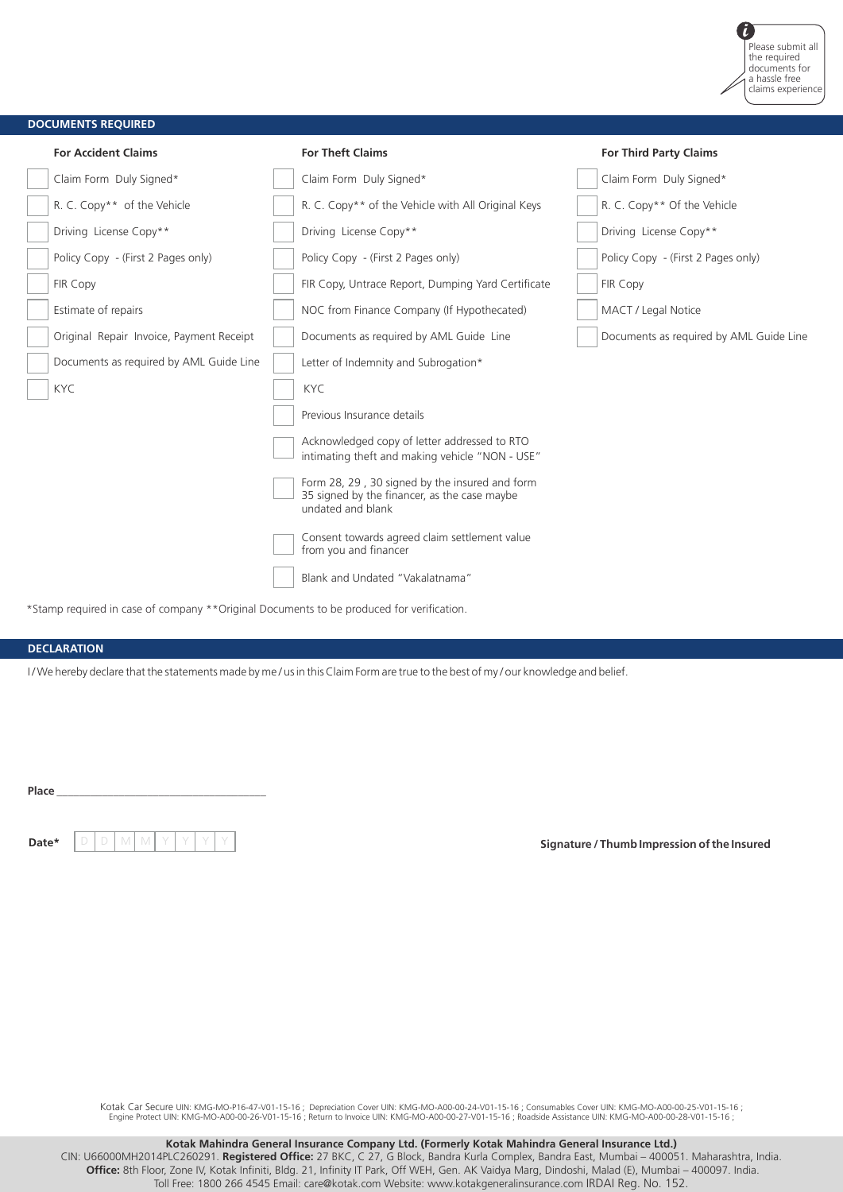Please submit all the required documents for a hassle free claims experience

## DOCUMENTS REQUIRED

| For Accident Claims | For Theft Claims | For Third Party Claims |
|---|---|---|
| ☐ Claim Form Duly Signed* | ☐ Claim Form Duly Signed* | ☐ Claim Form Duly Signed* |
| ☐ R. C. Copy** of the Vehicle | ☐ R. C. Copy** of the Vehicle with All Original Keys | ☐ R. C. Copy** Of the Vehicle |
| ☐ Driving License Copy** | ☐ Driving License Copy** | ☐ Driving License Copy** |
| ☐ Policy Copy - (First 2 Pages only) | ☐ Policy Copy - (First 2 Pages only) | ☐ Policy Copy - (First 2 Pages only) |
| ☐ FIR Copy | ☐ FIR Copy, Untrace Report, Dumping Yard Certificate | ☐ FIR Copy |
| ☐ Estimate of repairs | ☐ NOC from Finance Company (If Hypothecated) | ☐ MACT / Legal Notice |
| ☐ Original Repair Invoice, Payment Receipt | ☐ Documents as required by AML Guide Line | ☐ Documents as required by AML Guide Line |
| ☐ Documents as required by AML Guide Line | ☐ Letter of Indemnity and Subrogation* | |
| ☐ KYC | ☐ KYC | |
| | ☐ Previous Insurance details | |
| | ☐ Acknowledged copy of letter addressed to RTO intimating theft and making vehicle "NON - USE" | |
| | ☐ Form 28, 29 , 30 signed by the insured and form 35 signed by the financer, as the case maybe undated and blank | |
| | ☐ Consent towards agreed claim settlement value from you and financer | |
| | ☐ Blank and Undated "Vakalatnama" | |

*Stamp required in case of company **Original Documents to be produced for verification.

## DECLARATION

I / We hereby declare that the statements made by me / us in this Claim Form are true to the best of my / our knowledge and belief.

**Place** ___________________________

**Date*** D D M M Y Y Y Y

**Signature / Thumb Impression of the Insured**

Kotak Car Secure UIN: KMG-MO-P16-47-V01-15-16 ; Depreciation Cover UIN: KMG-MO-A00-00-24-V01-15-16 ; Consumables Cover UIN: KMG-MO-A00-00-25-V01-15-16 ; Engine Protect UIN: KMG-MO-A00-00-26-V01-15-16 ; Return to Invoice UIN: KMG-MO-A00-00-27-V01-15-16 ; Roadside Assistance UIN: KMG-MO-A00-00-28-V01-15-16 ;

**Kotak Mahindra General Insurance Company Ltd. (Formerly Kotak Mahindra General Insurance Ltd.)**
CIN: U66000MH2014PLC260291. **Registered Office:** 27 BKC, C 27, G Block, Bandra Kurla Complex, Bandra East, Mumbai – 400051. Maharashtra, India.
**Office:** 8th Floor, Zone IV, Kotak Infiniti, Bldg. 21, Infinity IT Park, Off WEH, Gen. AK Vaidya Marg, Dindoshi, Malad (E), Mumbai – 400097. India.
Toll Free: 1800 266 4545 Email: care@kotak.com Website: www.kotakgeneralinsurance.com IRDAI Reg. No. 152.